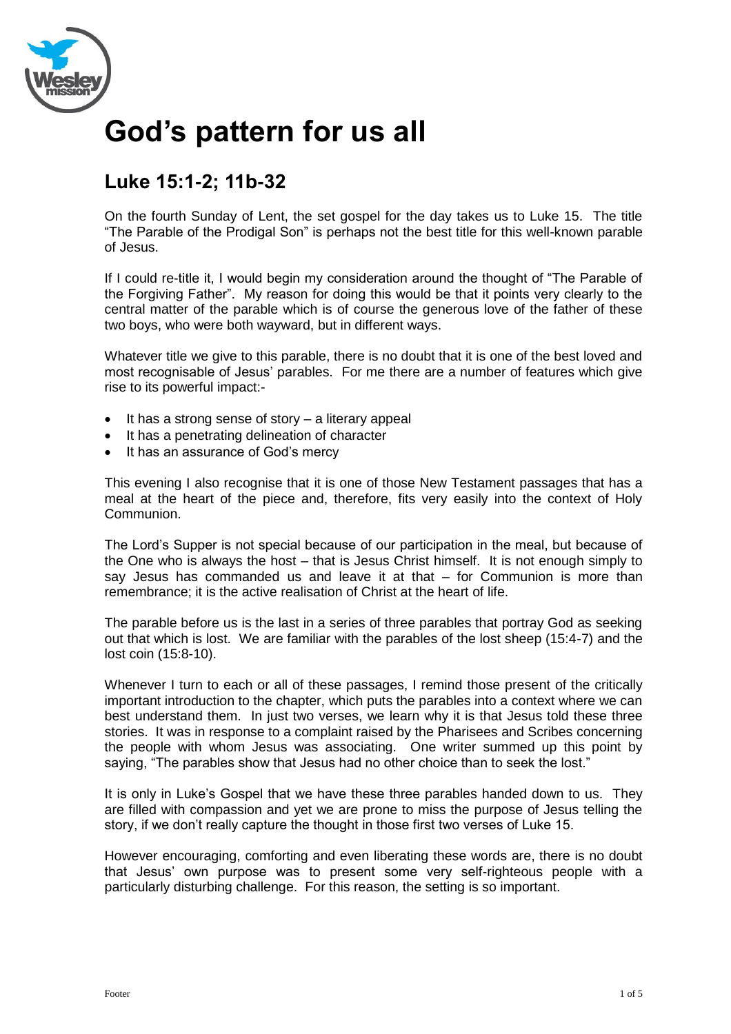# God's pattern for us all

## Luke 15:1-2; 11b-32

On the fourth Sunday of Lent, the set gospel for the day takes us to Luke 15. The title "The Parable of the Prodigal Son" is perhaps not the best title for this well-known parable of Jesus.

If I could re-title it, I would begin my consideration around the thought of "The Parable of the Forgiving Father". My reason for doing this would be that it points very clearly to the central matter of the parable which is of course the generous love of the father of these two boys, who were both wayward, but in different ways.

Whatever title we give to this parable, there is no doubt that it is one of the best loved and most recognisable of Jesus' parables. For me there are a number of features which give rise to its powerful impact:-

- It has a strong sense of story – a literary appeal
- It has a penetrating delineation of character
- It has an assurance of God's mercy

This evening I also recognise that it is one of those New Testament passages that has a meal at the heart of the piece and, therefore, fits very easily into the context of Holy Communion.

The Lord's Supper is not special because of our participation in the meal, but because of the One who is always the host – that is Jesus Christ himself. It is not enough simply to say Jesus has commanded us and leave it at that – for Communion is more than remembrance; it is the active realisation of Christ at the heart of life.

The parable before us is the last in a series of three parables that portray God as seeking out that which is lost. We are familiar with the parables of the lost sheep (15:4-7) and the lost coin (15:8-10).

Whenever I turn to each or all of these passages, I remind those present of the critically important introduction to the chapter, which puts the parables into a context where we can best understand them. In just two verses, we learn why it is that Jesus told these three stories. It was in response to a complaint raised by the Pharisees and Scribes concerning the people with whom Jesus was associating. One writer summed up this point by saying, "The parables show that Jesus had no other choice than to seek the lost."

It is only in Luke's Gospel that we have these three parables handed down to us. They are filled with compassion and yet we are prone to miss the purpose of Jesus telling the story, if we don't really capture the thought in those first two verses of Luke 15.

However encouraging, comforting and even liberating these words are, there is no doubt that Jesus' own purpose was to present some very self-righteous people with a particularly disturbing challenge. For this reason, the setting is so important.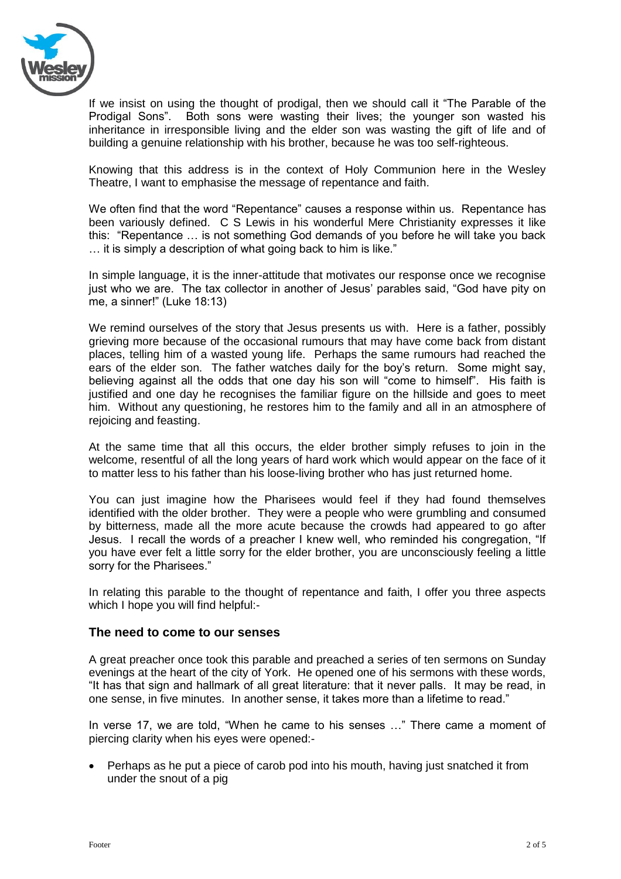If we insist on using the thought of prodigal, then we should call it "The Parable of the Prodigal Sons". Both sons were wasting their lives; the younger son wasted his inheritance in irresponsible living and the elder son was wasting the gift of life and of building a genuine relationship with his brother, because he was too self-righteous.

Knowing that this address is in the context of Holy Communion here in the Wesley Theatre, I want to emphasise the message of repentance and faith.

We often find that the word "Repentance" causes a response within us. Repentance has been variously defined. C S Lewis in his wonderful Mere Christianity expresses it like this: "Repentance … is not something God demands of you before he will take you back … it is simply a description of what going back to him is like."

In simple language, it is the inner-attitude that motivates our response once we recognise just who we are. The tax collector in another of Jesus' parables said, "God have pity on me, a sinner!" (Luke 18:13)

We remind ourselves of the story that Jesus presents us with. Here is a father, possibly grieving more because of the occasional rumours that may have come back from distant places, telling him of a wasted young life. Perhaps the same rumours had reached the ears of the elder son. The father watches daily for the boy's return. Some might say, believing against all the odds that one day his son will "come to himself". His faith is justified and one day he recognises the familiar figure on the hillside and goes to meet him. Without any questioning, he restores him to the family and all in an atmosphere of rejoicing and feasting.

At the same time that all this occurs, the elder brother simply refuses to join in the welcome, resentful of all the long years of hard work which would appear on the face of it to matter less to his father than his loose-living brother who has just returned home.

You can just imagine how the Pharisees would feel if they had found themselves identified with the older brother. They were a people who were grumbling and consumed by bitterness, made all the more acute because the crowds had appeared to go after Jesus. I recall the words of a preacher I knew well, who reminded his congregation, "If you have ever felt a little sorry for the elder brother, you are unconsciously feeling a little sorry for the Pharisees."

In relating this parable to the thought of repentance and faith, I offer you three aspects which I hope you will find helpful:-

### The need to come to our senses

A great preacher once took this parable and preached a series of ten sermons on Sunday evenings at the heart of the city of York. He opened one of his sermons with these words, "It has that sign and hallmark of all great literature: that it never palls. It may be read, in one sense, in five minutes. In another sense, it takes more than a lifetime to read."

In verse 17, we are told, "When he came to his senses …" There came a moment of piercing clarity when his eyes were opened:-

- Perhaps as he put a piece of carob pod into his mouth, having just snatched it from under the snout of a pig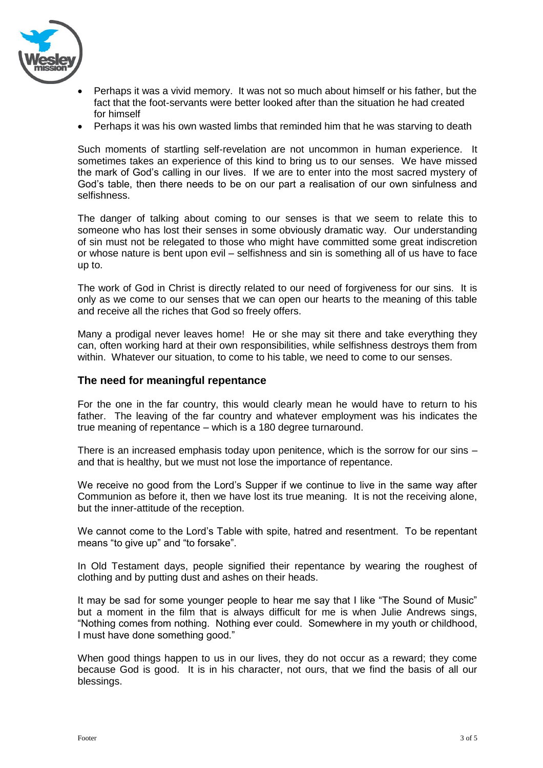- Perhaps it was a vivid memory. It was not so much about himself or his father, but the fact that the foot-servants were better looked after than the situation he had created for himself
- Perhaps it was his own wasted limbs that reminded him that he was starving to death

Such moments of startling self-revelation are not uncommon in human experience. It sometimes takes an experience of this kind to bring us to our senses. We have missed the mark of God's calling in our lives. If we are to enter into the most sacred mystery of God's table, then there needs to be on our part a realisation of our own sinfulness and selfishness.

The danger of talking about coming to our senses is that we seem to relate this to someone who has lost their senses in some obviously dramatic way. Our understanding of sin must not be relegated to those who might have committed some great indiscretion or whose nature is bent upon evil – selfishness and sin is something all of us have to face up to.

The work of God in Christ is directly related to our need of forgiveness for our sins. It is only as we come to our senses that we can open our hearts to the meaning of this table and receive all the riches that God so freely offers.

Many a prodigal never leaves home! He or she may sit there and take everything they can, often working hard at their own responsibilities, while selfishness destroys them from within. Whatever our situation, to come to his table, we need to come to our senses.

## The need for meaningful repentance

For the one in the far country, this would clearly mean he would have to return to his father. The leaving of the far country and whatever employment was his indicates the true meaning of repentance – which is a 180 degree turnaround.

There is an increased emphasis today upon penitence, which is the sorrow for our sins – and that is healthy, but we must not lose the importance of repentance.

We receive no good from the Lord's Supper if we continue to live in the same way after Communion as before it, then we have lost its true meaning. It is not the receiving alone, but the inner-attitude of the reception.

We cannot come to the Lord's Table with spite, hatred and resentment. To be repentant means "to give up" and "to forsake".

In Old Testament days, people signified their repentance by wearing the roughest of clothing and by putting dust and ashes on their heads.

It may be sad for some younger people to hear me say that I like "The Sound of Music" but a moment in the film that is always difficult for me is when Julie Andrews sings, "Nothing comes from nothing. Nothing ever could. Somewhere in my youth or childhood, I must have done something good."

When good things happen to us in our lives, they do not occur as a reward; they come because God is good. It is in his character, not ours, that we find the basis of all our blessings.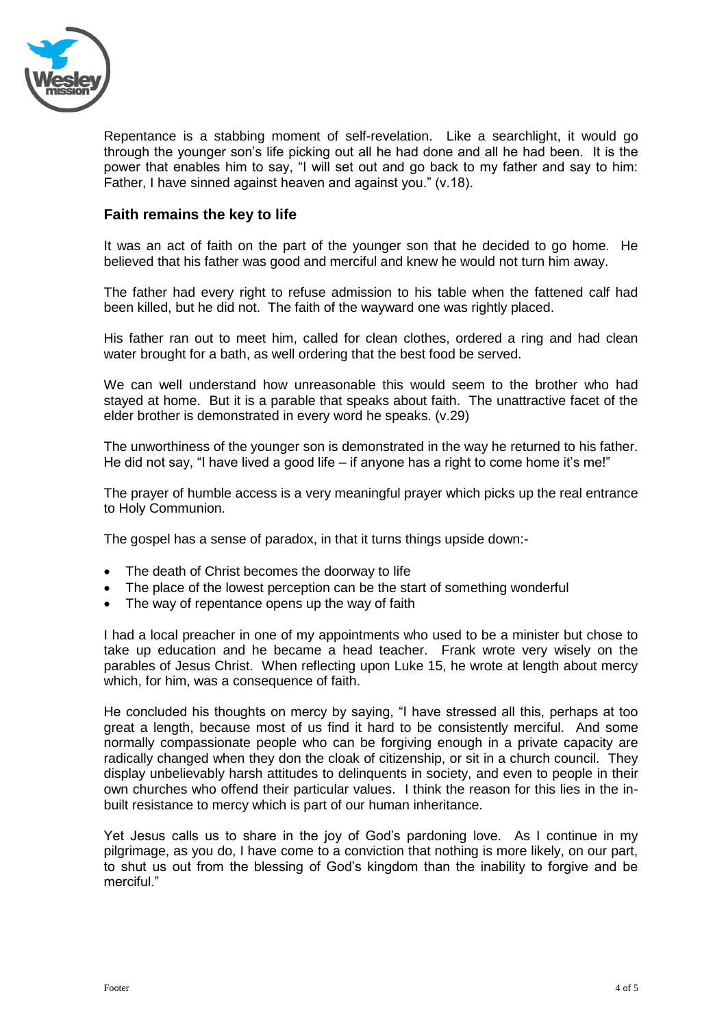Repentance is a stabbing moment of self-revelation. Like a searchlight, it would go through the younger son's life picking out all he had done and all he had been. It is the power that enables him to say, "I will set out and go back to my father and say to him: Father, I have sinned against heaven and against you." (v.18).

## Faith remains the key to life

It was an act of faith on the part of the younger son that he decided to go home. He believed that his father was good and merciful and knew he would not turn him away.

The father had every right to refuse admission to his table when the fattened calf had been killed, but he did not. The faith of the wayward one was rightly placed.

His father ran out to meet him, called for clean clothes, ordered a ring and had clean water brought for a bath, as well ordering that the best food be served.

We can well understand how unreasonable this would seem to the brother who had stayed at home. But it is a parable that speaks about faith. The unattractive facet of the elder brother is demonstrated in every word he speaks. (v.29)

The unworthiness of the younger son is demonstrated in the way he returned to his father. He did not say, "I have lived a good life – if anyone has a right to come home it's me!"

The prayer of humble access is a very meaningful prayer which picks up the real entrance to Holy Communion.

The gospel has a sense of paradox, in that it turns things upside down:-

- The death of Christ becomes the doorway to life
- The place of the lowest perception can be the start of something wonderful
- The way of repentance opens up the way of faith

I had a local preacher in one of my appointments who used to be a minister but chose to take up education and he became a head teacher. Frank wrote very wisely on the parables of Jesus Christ. When reflecting upon Luke 15, he wrote at length about mercy which, for him, was a consequence of faith.

He concluded his thoughts on mercy by saying, "I have stressed all this, perhaps at too great a length, because most of us find it hard to be consistently merciful. And some normally compassionate people who can be forgiving enough in a private capacity are radically changed when they don the cloak of citizenship, or sit in a church council. They display unbelievably harsh attitudes to delinquents in society, and even to people in their own churches who offend their particular values. I think the reason for this lies in the in-built resistance to mercy which is part of our human inheritance.

Yet Jesus calls us to share in the joy of God's pardoning love. As I continue in my pilgrimage, as you do, I have come to a conviction that nothing is more likely, on our part, to shut us out from the blessing of God's kingdom than the inability to forgive and be merciful."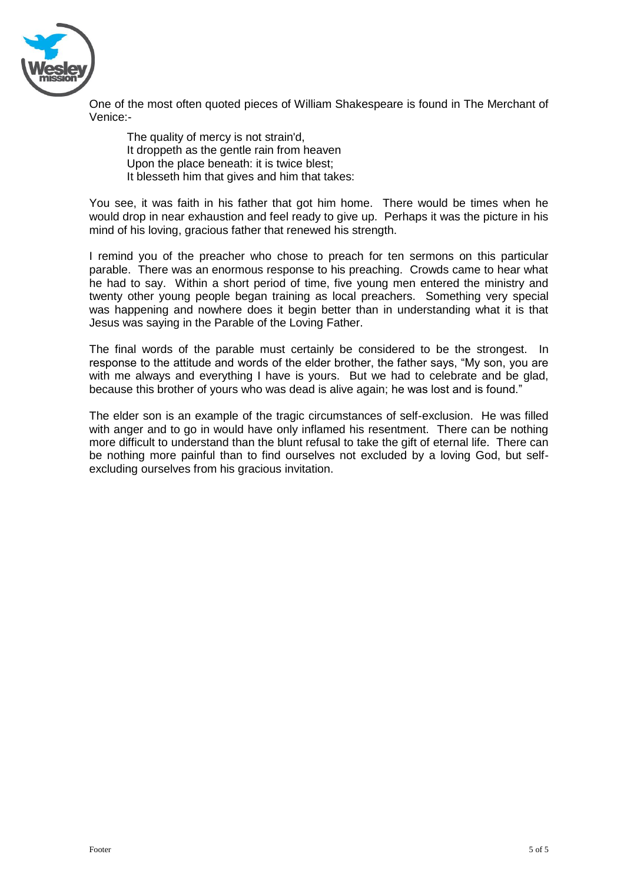One of the most often quoted pieces of William Shakespeare is found in The Merchant of Venice:-

> The quality of mercy is not strain'd,
> It droppeth as the gentle rain from heaven
> Upon the place beneath: it is twice blest;
> It blesseth him that gives and him that takes:

You see, it was faith in his father that got him home. There would be times when he would drop in near exhaustion and feel ready to give up. Perhaps it was the picture in his mind of his loving, gracious father that renewed his strength.

I remind you of the preacher who chose to preach for ten sermons on this particular parable. There was an enormous response to his preaching. Crowds came to hear what he had to say. Within a short period of time, five young men entered the ministry and twenty other young people began training as local preachers. Something very special was happening and nowhere does it begin better than in understanding what it is that Jesus was saying in the Parable of the Loving Father.

The final words of the parable must certainly be considered to be the strongest. In response to the attitude and words of the elder brother, the father says, "My son, you are with me always and everything I have is yours. But we had to celebrate and be glad, because this brother of yours who was dead is alive again; he was lost and is found."

The elder son is an example of the tragic circumstances of self-exclusion. He was filled with anger and to go in would have only inflamed his resentment. There can be nothing more difficult to understand than the blunt refusal to take the gift of eternal life. There can be nothing more painful than to find ourselves not excluded by a loving God, but self-excluding ourselves from his gracious invitation.